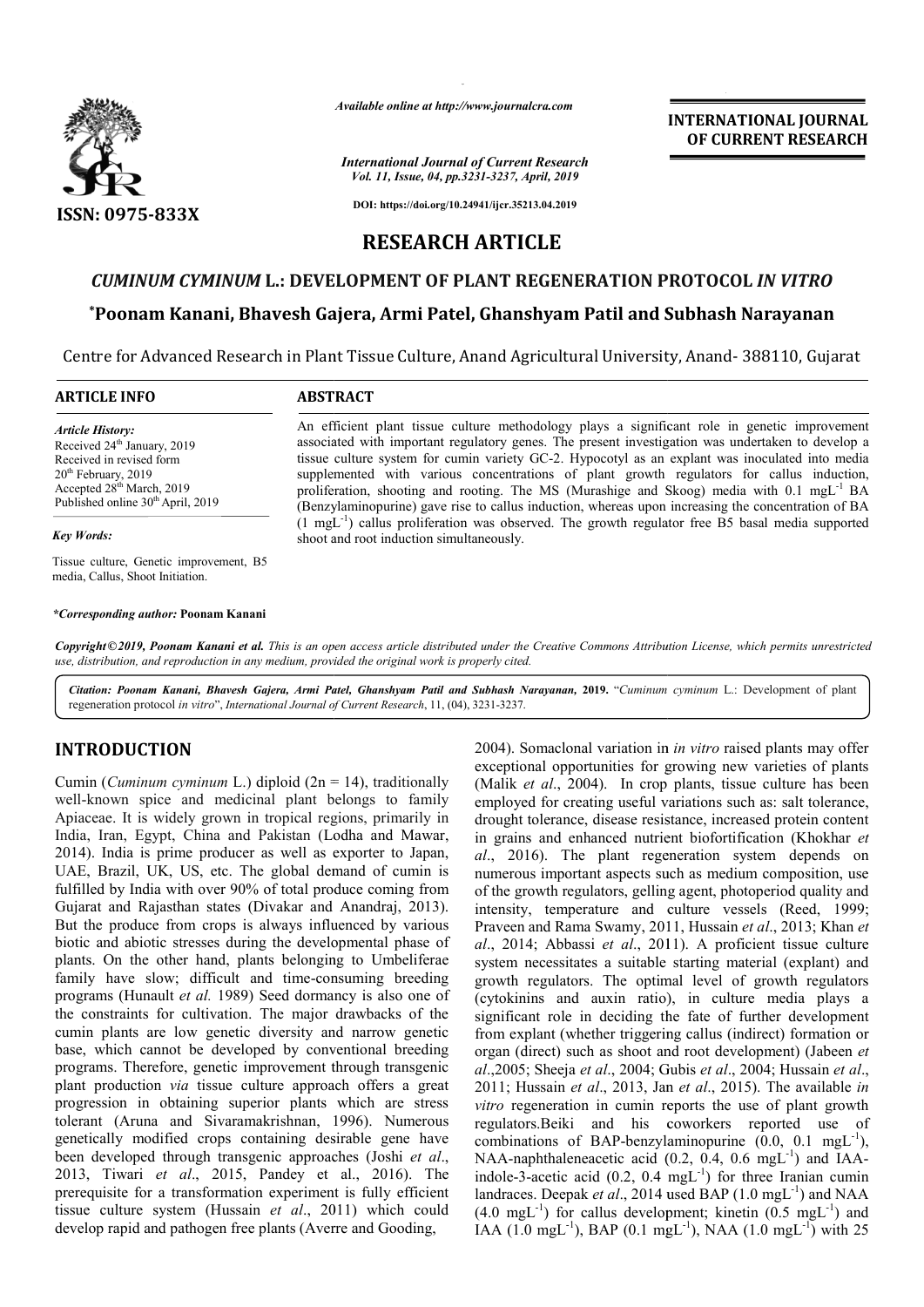*Available online at http://www.journalcra.com*

**INTERNATIONAL JOURNAL OF CURRENT RESEARCH**

ISSN: 0975-833X

DOI: https://doi.org/10.24941/ijcr.35213.04.2019

# RESEARCH ARTICLE

## *CUMINUM CYMINUM* L.: DEVELOPMENT OF PLANT REGENERATION PROTOCOL *IN VITRO*

**\*Poonam Kanani, Bhavesh Gajera, Armi Patel, Ghanshyam Patil and Subhash Narayanan**

Centre for Advanced Research in Plant Tissue Culture, Anand Agricultural University, Anand- 388110, Gujarat

### ARTICLE INFO

*Article History:*
Received 24th January, 2019
Received in revised form
20th February, 2019
Accepted 28th March, 2019
Published online 30th April, 2019

*Key Words:*

Tissue culture, Genetic improvement, B5 media, Callus, Shoot Initiation.

**\*Corresponding author:** Poonam Kanani

### ABSTRACT

An efficient plant tissue culture methodology plays a significant role in genetic improvement associated with important regulatory genes. The present investigation was undertaken to develop a tissue culture system for cumin variety GC-2. Hypocotyl as an explant was inoculated into media supplemented with various concentrations of plant growth regulators for callus induction, proliferation, shooting and rooting. The MS (Murashige and Skoog) media with 0.1 $mgL^{-1}$ BA (Benzylaminopurine) gave rise to callus induction, whereas upon increasing the concentration of BA (1 $mgL^{-1}$) callus proliferation was observed. The growth regulator free B5 basal media supported shoot and root induction simultaneously.

*Copyright©2019, Poonam Kanani et al. This is an open access article distributed under the Creative Commons Attribution License, which permits unrestricted use, distribution, and reproduction in any medium, provided the original work is properly cited.*

*Citation: Poonam Kanani, Bhavesh Gajera, Armi Patel, Ghanshyam Patil and Subhash Narayanan,* **2019.** "*Cuminum cyminum* L.: Development of plant regeneration protocol *in vitro*", *International Journal of Current Research*, 11, (04), 3231-3237.

# INTRODUCTION

Cumin (*Cuminum cyminum* L.) diploid (2n = 14), traditionally well-known spice and medicinal plant belongs to family Apiaceae. It is widely grown in tropical regions, primarily in India, Iran, Egypt, China and Pakistan (Lodha and Mawar, 2014). India is prime producer as well as exporter to Japan, UAE, Brazil, UK, US, etc. The global demand of cumin is fulfilled by India with over 90% of total produce coming from Gujarat and Rajasthan states (Divakar and Anandraj, 2013). But the produce from crops is always influenced by various biotic and abiotic stresses during the developmental phase of plants. On the other hand, plants belonging to Umbeliferae family have slow; difficult and time-consuming breeding programs (Hunault *et al.* 1989) Seed dormancy is also one of the constraints for cultivation. The major drawbacks of the cumin plants are low genetic diversity and narrow genetic base, which cannot be developed by conventional breeding programs. Therefore, genetic improvement through transgenic plant production *via* tissue culture approach offers a great progression in obtaining superior plants which are stress tolerant (Aruna and Sivaramakrishnan, 1996). Numerous genetically modified crops containing desirable gene have been developed through transgenic approaches (Joshi *et al*., 2013, Tiwari *et al*., 2015, Pandey et al., 2016). The prerequisite for a transformation experiment is fully efficient tissue culture system (Hussain *et al*., 2011) which could develop rapid and pathogen free plants (Averre and Gooding, 2004). Somaclonal variation in *in vitro* raised plants may offer exceptional opportunities for growing new varieties of plants (Malik *et al*., 2004). In crop plants, tissue culture has been employed for creating useful variations such as: salt tolerance, drought tolerance, disease resistance, increased protein content in grains and enhanced nutrient biofortification (Khokhar *et al*., 2016). The plant regeneration system depends on numerous important aspects such as medium composition, use of the growth regulators, gelling agent, photoperiod quality and intensity, temperature and culture vessels (Reed, 1999; Praveen and Rama Swamy, 2011, Hussain *et al*., 2013; Khan *et al*., 2014; Abbassi *et al*., 2011). A proficient tissue culture system necessitates a suitable starting material (explant) and growth regulators. The optimal level of growth regulators (cytokinins and auxin ratio), in culture media plays a significant role in deciding the fate of further development from explant (whether triggering callus (indirect) formation or organ (direct) such as shoot and root development) (Jabeen *et al*.,2005; Sheeja *et al*., 2004; Gubis *et al*., 2004; Hussain *et al*., 2011; Hussain *et al*., 2013, Jan *et al*., 2015). The available *in vitro* regeneration in cumin reports the use of plant growth regulators.Beiki and his coworkers reported use of combinations of BAP-benzylaminopurine (0.0, 0.1 $mgL^{-1}$), NAA-naphthaleneacetic acid (0.2, 0.4, 0.6 $mgL^{-1}$) and IAA-indole-3-acetic acid (0.2, 0.4 $mgL^{-1}$) for three Iranian cumin landraces. Deepak *et al*., 2014 used BAP (1.0 $mgL^{-1}$) and NAA (4.0 $mgL^{-1}$) for callus development; kinetin (0.5 $mgL^{-1}$) and IAA (1.0 $mgL^{-1}$), BAP (0.1 $mgL^{-1}$), NAA (1.0 $mgL^{-1}$) with 25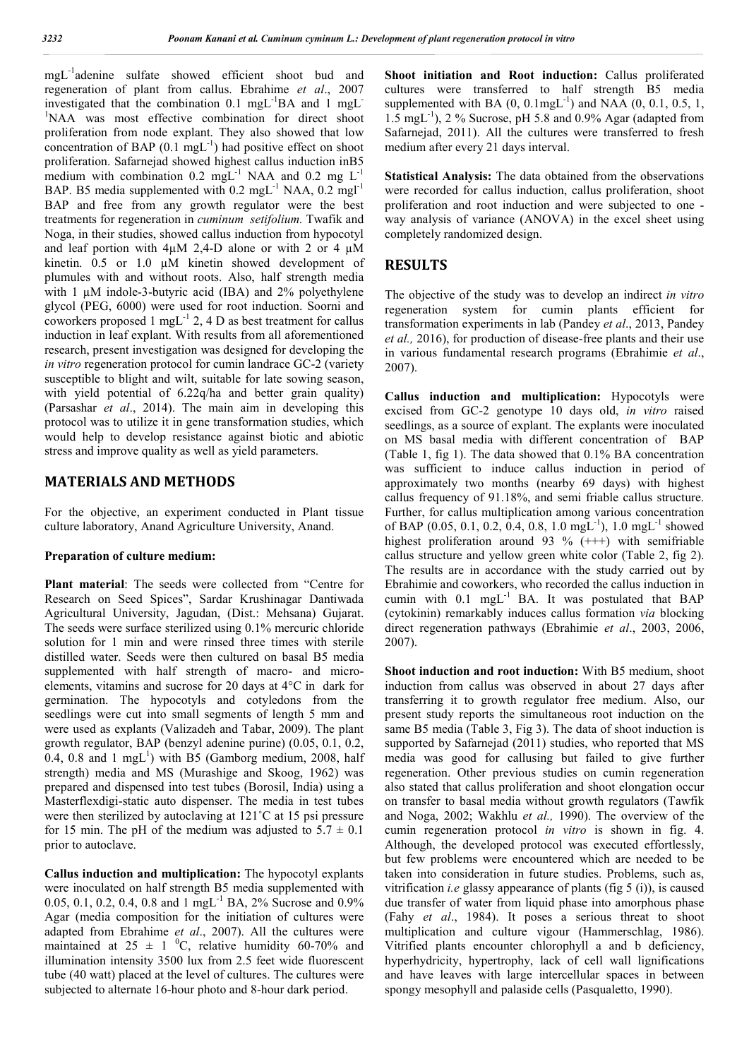$mgL^{-1}$adenine sulfate showed efficient shoot bud and regeneration of plant from callus. Ebrahime *et al*., 2007 investigated that the combination 0.1 $mgL^{-1}$BA and 1 $mgL^{-1}$NAA was most effective combination for direct shoot proliferation from node explant. They also showed that low concentration of BAP (0.1 $mgL^{-1}$) had positive effect on shoot proliferation. Safarnejad showed highest callus induction inB5 medium with combination 0.2 $mgL^{-1}$ NAA and 0.2 mg $L^{-1}$ BAP. B5 media supplemented with 0.2 $mgL^{-1}$ NAA, 0.2 $mgl^{-1}$ BAP and free from any growth regulator were the best treatments for regeneration in *cuminum setifolium.* Twafik and Noga, in their studies, showed callus induction from hypocotyl and leaf portion with 4µM 2,4-D alone or with 2 or 4 µM kinetin. 0.5 or 1.0 µM kinetin showed development of plumules with and without roots. Also, half strength media with 1 µM indole-3-butyric acid (IBA) and 2% polyethylene glycol (PEG, 6000) were used for root induction. Soorni and coworkers proposed 1 $mgL^{-1}$ 2, 4 D as best treatment for callus induction in leaf explant. With results from all aforementioned research, present investigation was designed for developing the *in vitro* regeneration protocol for cumin landrace GC-2 (variety susceptible to blight and wilt, suitable for late sowing season, with yield potential of 6.22q/ha and better grain quality) (Parsashar *et al*., 2014). The main aim in developing this protocol was to utilize it in gene transformation studies, which would help to develop resistance against biotic and abiotic stress and improve quality as well as yield parameters.

## MATERIALS AND METHODS

For the objective, an experiment conducted in Plant tissue culture laboratory, Anand Agriculture University, Anand.

**Preparation of culture medium:**

**Plant material**: The seeds were collected from "Centre for Research on Seed Spices", Sardar Krushinagar Dantiwada Agricultural University, Jagudan, (Dist.: Mehsana) Gujarat. The seeds were surface sterilized using 0.1% mercuric chloride solution for 1 min and were rinsed three times with sterile distilled water. Seeds were then cultured on basal B5 media supplemented with half strength of macro- and micro-elements, vitamins and sucrose for 20 days at 4°C in dark for germination. The hypocotyls and cotyledons from the seedlings were cut into small segments of length 5 mm and were used as explants (Valizadeh and Tabar, 2009). The plant growth regulator, BAP (benzyl adenine purine) (0.05, 0.1, 0.2, 0.4, 0.8 and 1 $mgL^{1}$) with B5 (Gamborg medium, 2008, half strength) media and MS (Murashige and Skoog, 1962) was prepared and dispensed into test tubes (Borosil, India) using a Masterflexdigi-static auto dispenser. The media in test tubes were then sterilized by autoclaving at 121˚C at 15 psi pressure for 15 min. The pH of the medium was adjusted to $5.7 \pm 0.1$ prior to autoclave.

**Callus induction and multiplication:** The hypocotyl explants were inoculated on half strength B5 media supplemented with 0.05, 0.1, 0.2, 0.4, 0.8 and 1 $mgL^{-1}$ BA, 2% Sucrose and 0.9% Agar (media composition for the initiation of cultures were adapted from Ebrahime *et al*., 2007). All the cultures were maintained at $25 \pm 1$ $^0$C, relative humidity 60-70% and illumination intensity 3500 lux from 2.5 feet wide fluorescent tube (40 watt) placed at the level of cultures. The cultures were subjected to alternate 16-hour photo and 8-hour dark period.

**Shoot initiation and Root induction:** Callus proliferated cultures were transferred to half strength B5 media supplemented with BA (0, 0.1$mgL^{-1}$) and NAA (0, 0.1, 0.5, 1, 1.5 $mgL^{-1}$), 2 % Sucrose, pH 5.8 and 0.9% Agar (adapted from Safarnejad, 2011). All the cultures were transferred to fresh medium after every 21 days interval.

**Statistical Analysis:** The data obtained from the observations were recorded for callus induction, callus proliferation, shoot proliferation and root induction and were subjected to one - way analysis of variance (ANOVA) in the excel sheet using completely randomized design.

## RESULTS

The objective of the study was to develop an indirect *in vitro* regeneration system for cumin plants efficient for transformation experiments in lab (Pandey *et al*., 2013, Pandey *et al.,* 2016), for production of disease-free plants and their use in various fundamental research programs (Ebrahimie *et al*., 2007).

**Callus induction and multiplication:** Hypocotyls were excised from GC-2 genotype 10 days old, *in vitro* raised seedlings, as a source of explant. The explants were inoculated on MS basal media with different concentration of BAP (Table 1, fig 1). The data showed that 0.1% BA concentration was sufficient to induce callus induction in period of approximately two months (nearby 69 days) with highest callus frequency of 91.18%, and semi friable callus structure. Further, for callus multiplication among various concentration of BAP (0.05, 0.1, 0.2, 0.4, 0.8, 1.0 $mgL^{-1}$), 1.0 $mgL^{-1}$ showed highest proliferation around 93 % (+++) with semifriable callus structure and yellow green white color (Table 2, fig 2). The results are in accordance with the study carried out by Ebrahimie and coworkers, who recorded the callus induction in cumin with 0.1 $mgL^{-1}$ BA. It was postulated that BAP (cytokinin) remarkably induces callus formation *via* blocking direct regeneration pathways (Ebrahimie *et al*., 2003, 2006, 2007).

**Shoot induction and root induction:** With B5 medium, shoot induction from callus was observed in about 27 days after transferring it to growth regulator free medium. Also, our present study reports the simultaneous root induction on the same B5 media (Table 3, Fig 3). The data of shoot induction is supported by Safarnejad (2011) studies, who reported that MS media was good for callusing but failed to give further regeneration. Other previous studies on cumin regeneration also stated that callus proliferation and shoot elongation occur on transfer to basal media without growth regulators (Tawfik and Noga, 2002; Wakhlu *et al.,* 1990). The overview of the cumin regeneration protocol *in vitro* is shown in fig. 4. Although, the developed protocol was executed effortlessly, but few problems were encountered which are needed to be taken into consideration in future studies. Problems, such as, vitrification *i.e* glassy appearance of plants (fig 5 (i)), is caused due transfer of water from liquid phase into amorphous phase (Fahy *et al*., 1984). It poses a serious threat to shoot multiplication and culture vigour (Hammerschlag, 1986). Vitrified plants encounter chlorophyll a and b deficiency, hyperhydricity, hypertrophy, lack of cell wall lignifications and have leaves with large intercellular spaces in between spongy mesophyll and palaside cells (Pasqualetto, 1990).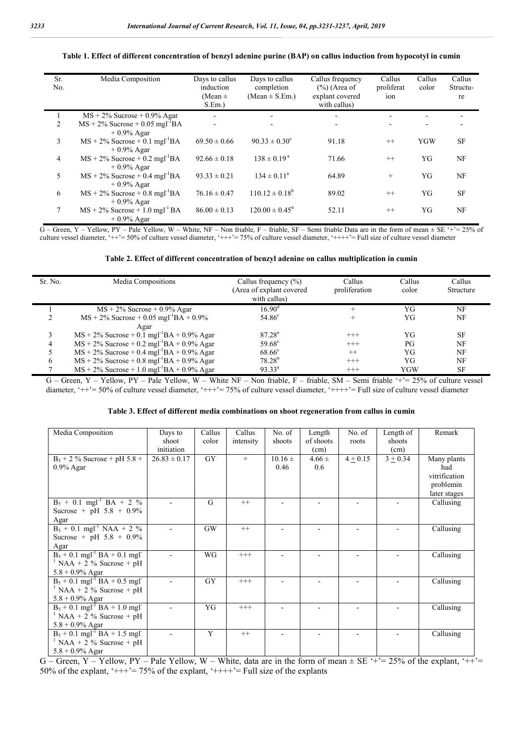**Table 1. Effect of different concentration of benzyl adenine purine (BAP) on callus induction from hypocotyl in cumin**

| Sr. No. | Media Composition | Days to callus induction (Mean ± S.Em.) | Days to callus completion (Mean ± S.Em.) | Callus frequency (%) (Area of explant covered with callus) | Callus proliferation | Callus color | Callus Structure |
|---|---|---|---|---|---|---|---|
| 1 | MS + 2% Sucrose + 0.9% Agar | - | - | - | - | - | - |
| 2 | MS + 2% Sucrose + 0.05 $mgl^{-1}$BA + 0.9% Agar | - | - | - | - | - | - |
| 3 | MS + 2% Sucrose + 0.1 $mgl^{-1}$BA + 0.9% Agar | 69.50 ± 0.66 | 90.33 ± 0.30[c] | 91.18 | ++ | YGW | SF |
| 4 | MS + 2% Sucrose + 0.2 $mgl^{-1}$BA + 0.9% Agar | 92.66 ± 0.18 | 138 ± 0.19[a] | 71.66 | ++ | YG | NF |
| 5 | MS + 2% Sucrose + 0.4 $mgl^{-1}$BA + 0.9% Agar | 93.33 ± 0.21 | 134 ± 0.11[a] | 64.89 | + | YG | NF |
| 6 | MS + 2% Sucrose + 0.8 $mgl^{-1}$BA + 0.9% Agar | 76.16 ± 0.47 | 110.12 ± 0.18[b] | 89.02 | ++ | YG | SF |
| 7 | MS + 2% Sucrose + 1.0 $mgl^{-1}$ BA + 0.9% Agar | 86.00 ± 0.13 | 120.00 ± 0.45[b] | 52.11 | ++ | YG | NF |

G – Green, Y – Yellow, PY – Pale Yellow, W – White, NF – Non friable, F – friable, SF – Semi friable Data are in the form of mean ± SE '+'= 25% of culture vessel diameter, '++'= 50% of culture vessel diameter, '+++'= 75% of culture vessel diameter, '++++'= Full size of culture vessel diameter

**Table 2. Effect of different concentration of benzyl adenine on callus multiplication in cumin**

| Sr. No. | Media Compositions | Callus frequency (%) (Area of explant covered with callus) | Callus proliferation | Callus color | Callus Structure |
|---|---|---|---|---|---|
| 1 | MS + 2% Sucrose + 0.9% Agar | 16.90[d] | + | YG | NF |
| 2 | MS + 2% Sucrose + 0.05 $mgl^{-1}$BA + 0.9% Agar | 54.86[c] | + | YG | NF |
| 3 | MS + 2% Sucrose + 0.1 $mgl^{-1}$BA + 0.9% Agar | 87.28[a] | +++ | YG | SF |
| 4 | MS + 2% Sucrose + 0.2 $mgl^{-1}$BA + 0.9% Agar | 59.68[c] | +++ | PG | NF |
| 5 | MS + 2% Sucrose + 0.4 $mgl^{-1}$BA + 0.9% Agar | 68.66[c] | ++ | YG | NF |
| 6 | MS + 2% Sucrose + 0.8 $mgl^{-1}$BA + 0.9% Agar | 78.28[b] | +++ | YG | NF |
| 7 | MS + 2% Sucrose + 1.0 $mgl^{-1}$BA + 0.9% Agar | 93.33[a] | +++ | YGW | SF |

G – Green, Y – Yellow, PY – Pale Yellow, W – White NF – Non friable, F – friable, SM – Semi friable '+'= 25% of culture vessel diameter, '++'= 50% of culture vessel diameter, '+++'= 75% of culture vessel diameter, '++++'= Full size of culture vessel diameter

**Table 3. Effect of different media combinations on shoot regeneration from callus in cumin**

| Media Composition | Days to shoot initiation | Callus color | Callus intensity | No. of shoots | Length of shoots (cm) | No. of roots | Length of shoots (cm) | Remark |
|---|---|---|---|---|---|---|---|---|
| $B_5$ + 2 % Sucrose + pH 5.8 + 0.9% Agar | 26.83 ± 0.17 | GY | + | 10.16 ± 0.46 | 4.66 ± 0.6 | 4 ± 0.15 | 3 ± 0.34 | Many plants had vitrification problemin later stages |
| $B_5$ + 0.1 $mgl^{-1}$ BA + 2 % Sucrose + pH 5.8 + 0.9% Agar | - | G | ++ | - | - | - | - | Callusing |
| $B_5$ + 0.1 $mgl^{-1}$ NAA + 2 % Sucrose + pH 5.8 + 0.9% Agar | - | GW | ++ | - | - | - | - | Callusing |
| $B_5$ + 0.1 $mgl^{-1}$ BA + 0.1 $mgl^{-1}$ NAA + 2 % Sucrose + pH 5.8 + 0.9% Agar | - | WG | +++ | - | - | - | - | Callusing |
| $B_5$ + 0.1 $mgl^{-1}$ BA + 0.5 $mgl^{-1}$ NAA + 2 % Sucrose + pH 5.8 + 0.9% Agar | - | GY | +++ | - | - | - | - | Callusing |
| $B_5$ + 0.1 $mgl^{-1}$ BA + 1.0 $mgl^{-1}$ NAA + 2 % Sucrose + pH 5.8 + 0.9% Agar | - | YG | +++ | - | - | - | - | Callusing |
| $B_5$ + 0.1 $mgl^{-1}$ BA + 1.5 $mgl^{-1}$ NAA + 2 % Sucrose + pH 5.8 + 0.9% Agar | - | Y | ++ | - | - | - | - | Callusing |

G – Green, Y – Yellow, PY – Pale Yellow, W – White, data are in the form of mean ± SE '+'= 25% of the explant, '++'= 50% of the explant, '+++'= 75% of the explant, '++++'= Full size of the explants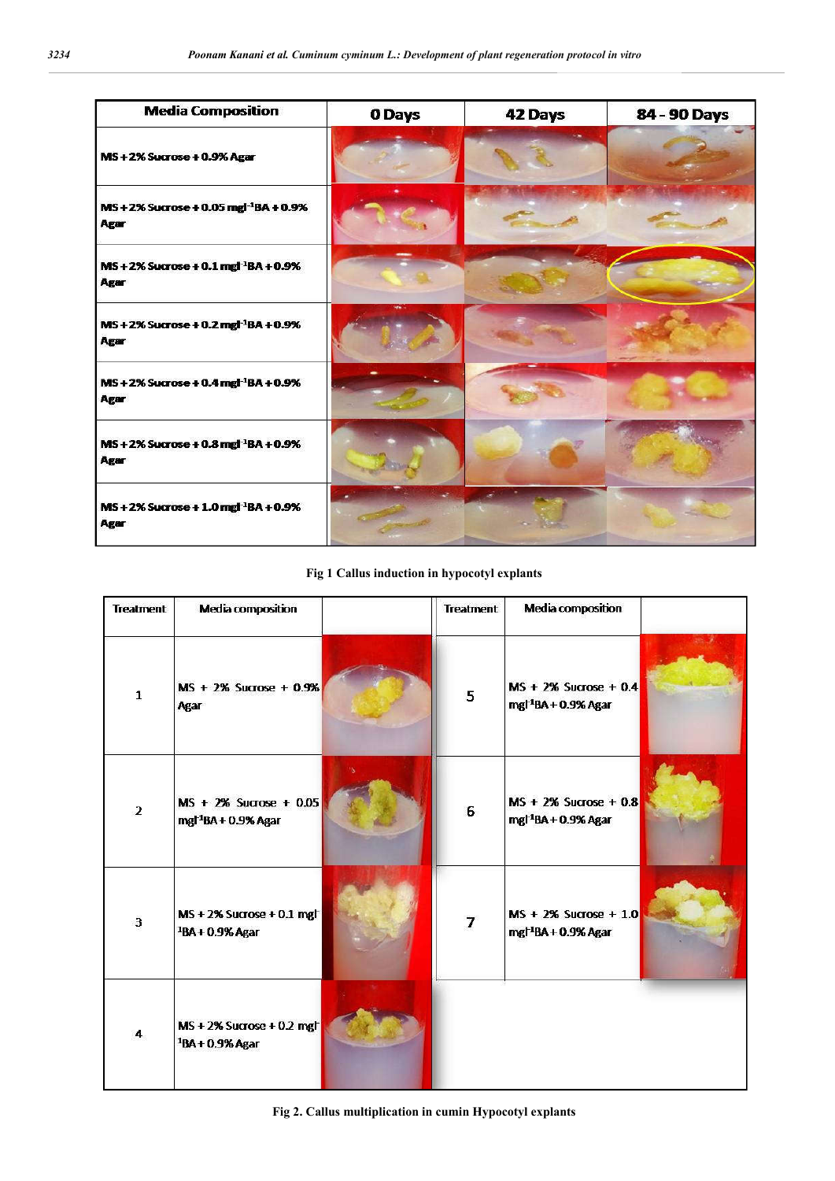| Media Composition | 0 Days | 42 Days | 84 - 90 Days |
|---|---|---|---|
| MS + 2% Sucrose + 0.9% Agar | | | |
| MS + 2% Sucrose + 0.05 $mgl^{-1}$BA + 0.9% Agar | | | |
| MS + 2% Sucrose + 0.1 $mgl^{-1}$BA + 0.9% Agar | | | |
| MS + 2% Sucrose + 0.2 $mgl^{-1}$BA + 0.9% Agar | | | |
| MS + 2% Sucrose + 0.4 $mgl^{-1}$BA + 0.9% Agar | | | |
| MS + 2% Sucrose + 0.8 $mgl^{-1}$BA + 0.9% Agar | | | |
| MS + 2% Sucrose + 1.0 $mgl^{-1}$BA + 0.9% Agar | | | |

**Fig 1 Callus induction in hypocotyl explants**

| Treatment | Media composition | | Treatment | Media composition | |
|---|---|---|---|---|---|
| 1 | MS + 2% Sucrose + 0.9% Agar | | 5 | MS + 2% Sucrose + 0.4 $mgl^{-1}$BA + 0.9% Agar | |
| 2 | MS + 2% Sucrose + 0.05 $mgl^{-1}$BA + 0.9% Agar | | 6 | MS + 2% Sucrose + 0.8 $mgl^{-1}$BA + 0.9% Agar | |
| 3 | MS + 2% Sucrose + 0.1 $mgl^{-1}$BA + 0.9% Agar | | 7 | MS + 2% Sucrose + 1.0 $mgl^{-1}$BA + 0.9% Agar | |
| 4 | MS + 2% Sucrose + 0.2 $mgl^{-1}$BA + 0.9% Agar | | | | |

**Fig 2. Callus multiplication in cumin Hypocotyl explants**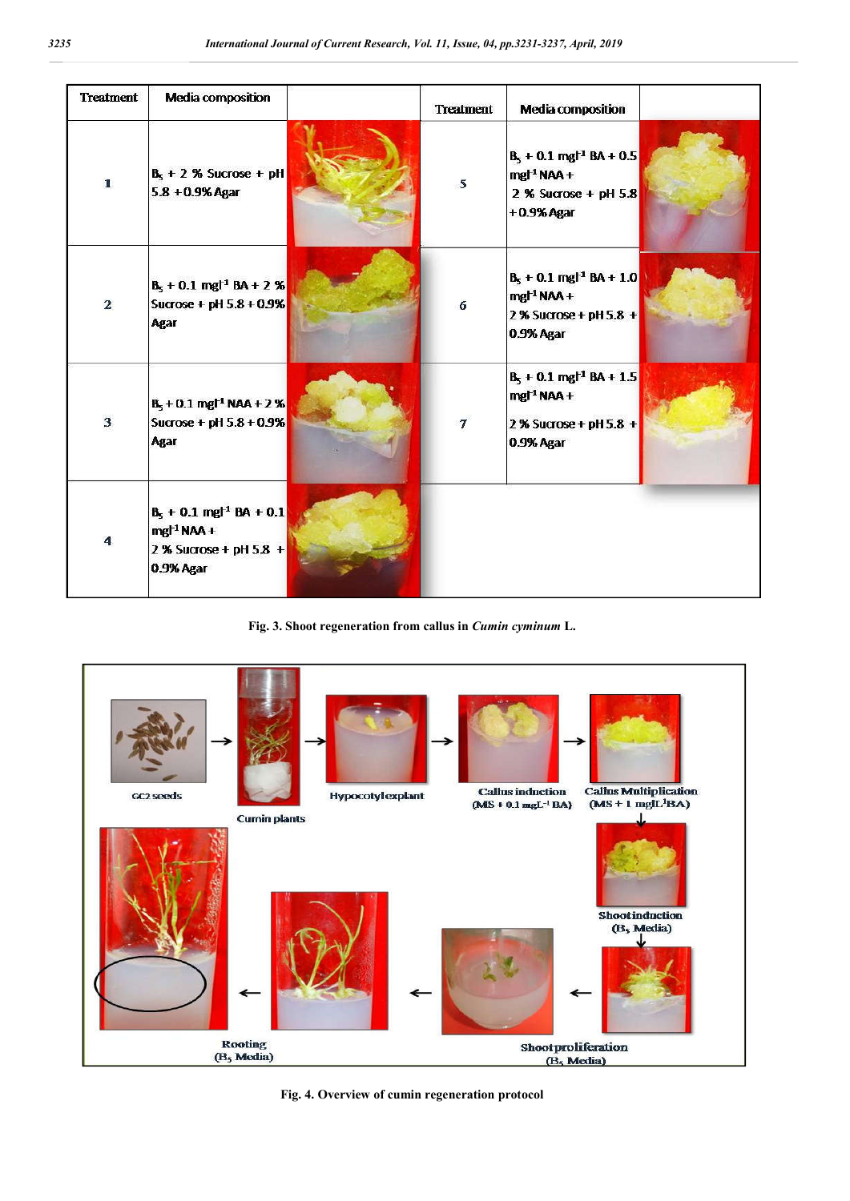| Treatment | Media composition | | Treatment | Media composition | |
|---|---|---|---|---|---|
| 1 | $B_5$ + 2 % Sucrose + pH 5.8 + 0.9% Agar | | 5 | $B_5$ + 0.1 mgl$^{-1}$ BA + 0.5 mgl$^{-1}$ NAA + 2 % Sucrose + pH 5.8 + 0.9% Agar | |
| 2 | $B_5$ + 0.1 mgl$^{-1}$ BA + 2 % Sucrose + pH 5.8 + 0.9% Agar | | 6 | $B_5$ + 0.1 mgl$^{-1}$ BA + 1.0 mgl$^{-1}$ NAA + 2 % Sucrose + pH 5.8 + 0.9% Agar | |
| 3 | $B_5$ + 0.1 mgl$^{-1}$ NAA + 2 % Sucrose + pH 5.8 + 0.9% Agar | | 7 | $B_5$ + 0.1 mgl$^{-1}$ BA + 1.5 mgl$^{-1}$ NAA + 2 % Sucrose + pH 5.8 + 0.9% Agar | |
| 4 | $B_5$ + 0.1 mgl$^{-1}$ BA + 0.1 mgl$^{-1}$ NAA + 2 % Sucrose + pH 5.8 + 0.9% Agar | | | | |

**Fig. 3. Shoot regeneration from callus in *Cumin cyminum* L.**

GC2 seeds → Cumin plants → Hypocotyl explant → Callus induction (MS + 0.1 mgL$^{-1}$ BA) → Callus Multiplication (MS + 1 mgL$^{-1}$BA) → Shoot induction ($B_5$ Media) → Shoot proliferation ($B_5$ Media) → Rooting ($B_5$ Media)

**Fig. 4. Overview of cumin regeneration protocol**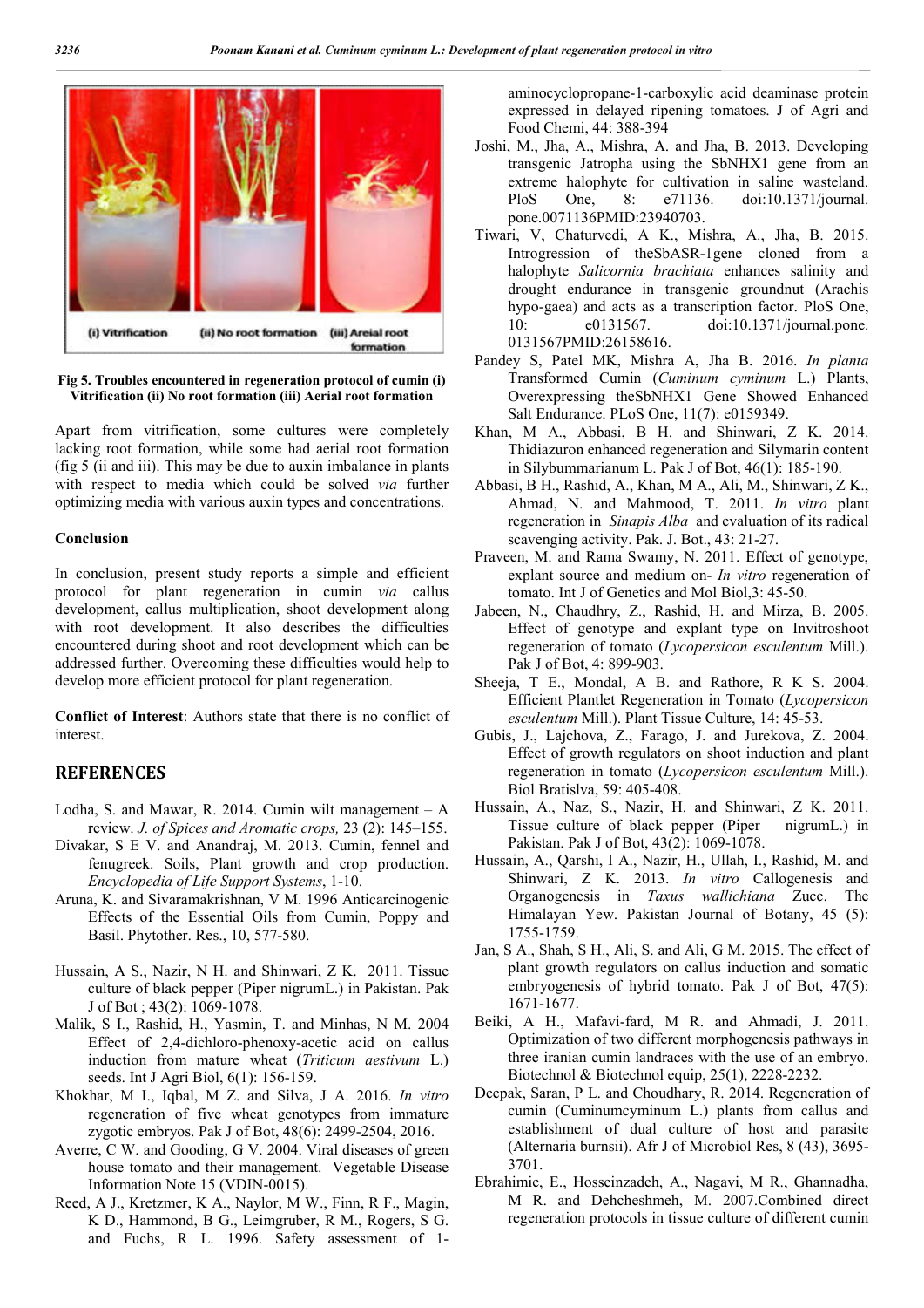Fig 5. Troubles encountered in regeneration protocol of cumin (i) Vitrification (ii) No root formation (iii) Aerial root formation

Apart from vitrification, some cultures were completely lacking root formation, while some had aerial root formation (fig 5 (ii and iii). This may be due to auxin imbalance in plants with respect to media which could be solved *via* further optimizing media with various auxin types and concentrations.

**Conclusion**

In conclusion, present study reports a simple and efficient protocol for plant regeneration in cumin *via* callus development, callus multiplication, shoot development along with root development. It also describes the difficulties encountered during shoot and root development which can be addressed further. Overcoming these difficulties would help to develop more efficient protocol for plant regeneration.

**Conflict of Interest**: Authors state that there is no conflict of interest.

## REFERENCES

Lodha, S. and Mawar, R. 2014. Cumin wilt management – A review. *J. of Spices and Aromatic crops,* 23 (2): 145–155.

Divakar, S E V. and Anandraj, M. 2013. Cumin, fennel and fenugreek. Soils, Plant growth and crop production. *Encyclopedia of Life Support Systems*, 1-10.

Aruna, K. and Sivaramakrishnan, V M. 1996 Anticarcinogenic Effects of the Essential Oils from Cumin, Poppy and Basil. Phytother. Res., 10, 577-580.

Hussain, A S., Nazir, N H. and Shinwari, Z K. 2011. Tissue culture of black pepper (Piper nigrumL.) in Pakistan. Pak J of Bot ; 43(2): 1069-1078.

Malik, S I., Rashid, H., Yasmin, T. and Minhas, N M. 2004 Effect of 2,4-dichloro-phenoxy-acetic acid on callus induction from mature wheat (*Triticum aestivum* L.) seeds. Int J Agri Biol, 6(1): 156-159.

Khokhar, M I., Iqbal, M Z. and Silva, J A. 2016. *In vitro* regeneration of five wheat genotypes from immature zygotic embryos. Pak J of Bot, 48(6): 2499-2504, 2016.

Averre, C W. and Gooding, G V. 2004. Viral diseases of green house tomato and their management. Vegetable Disease Information Note 15 (VDIN-0015).

Reed, A J., Kretzmer, K A., Naylor, M W., Finn, R F., Magin, K D., Hammond, B G., Leimgruber, R M., Rogers, S G. and Fuchs, R L. 1996. Safety assessment of 1-aminocyclopropane-1-carboxylic acid deaminase protein expressed in delayed ripening tomatoes. J of Agri and Food Chemi, 44: 388-394

Joshi, M., Jha, A., Mishra, A. and Jha, B. 2013. Developing transgenic Jatropha using the SbNHX1 gene from an extreme halophyte for cultivation in saline wasteland. PloS One, 8: e71136. doi:10.1371/journal.pone.0071136PMID:23940703.

Tiwari, V, Chaturvedi, A K., Mishra, A., Jha, B. 2015. Introgression of theSbASR-1gene cloned from a halophyte *Salicornia brachiata* enhances salinity and drought endurance in transgenic groundnut (Arachis hypo-gaea) and acts as a transcription factor. PloS One, 10: e0131567. doi:10.1371/journal.pone.0131567PMID:26158616.

Pandey S, Patel MK, Mishra A, Jha B. 2016. *In planta* Transformed Cumin (*Cuminum cyminum* L.) Plants, Overexpressing theSbNHX1 Gene Showed Enhanced Salt Endurance. PLoS One, 11(7): e0159349.

Khan, M A., Abbasi, B H. and Shinwari, Z K. 2014. Thidiazuron enhanced regeneration and Silymarin content in Silybummarianum L. Pak J of Bot, 46(1): 185-190.

Abbasi, B H., Rashid, A., Khan, M A., Ali, M., Shinwari, Z K., Ahmad, N. and Mahmood, T. 2011. *In vitro* plant regeneration in *Sinapis Alba* and evaluation of its radical scavenging activity. Pak. J. Bot., 43: 21-27.

Praveen, M. and Rama Swamy, N. 2011. Effect of genotype, explant source and medium on- *In vitro* regeneration of tomato. Int J of Genetics and Mol Biol,3: 45-50.

Jabeen, N., Chaudhry, Z., Rashid, H. and Mirza, B. 2005. Effect of genotype and explant type on Invitroshoot regeneration of tomato (*Lycopersicon esculentum* Mill.). Pak J of Bot, 4: 899-903.

Sheeja, T E., Mondal, A B. and Rathore, R K S. 2004. Efficient Plantlet Regeneration in Tomato (*Lycopersicon esculentum* Mill.). Plant Tissue Culture, 14: 45-53.

Gubis, J., Lajchova, Z., Farago, J. and Jurekova, Z. 2004. Effect of growth regulators on shoot induction and plant regeneration in tomato (*Lycopersicon esculentum* Mill.). Biol Bratislva, 59: 405-408.

Hussain, A., Naz, S., Nazir, H. and Shinwari, Z K. 2011. Tissue culture of black pepper (Piper nigrumL.) in Pakistan. Pak J of Bot, 43(2): 1069-1078.

Hussain, A., Qarshi, I A., Nazir, H., Ullah, I., Rashid, M. and Shinwari, Z K. 2013. *In vitro* Callogenesis and Organogenesis in *Taxus wallichiana* Zucc. The Himalayan Yew. Pakistan Journal of Botany, 45 (5): 1755-1759.

Jan, S A., Shah, S H., Ali, S. and Ali, G M. 2015. The effect of plant growth regulators on callus induction and somatic embryogenesis of hybrid tomato. Pak J of Bot, 47(5): 1671-1677.

Beiki, A H., Mafavi-fard, M R. and Ahmadi, J. 2011. Optimization of two different morphogenesis pathways in three iranian cumin landraces with the use of an embryo. Biotechnol & Biotechnol equip, 25(1), 2228-2232.

Deepak, Saran, P L. and Choudhary, R. 2014. Regeneration of cumin (Cuminumcyminum L.) plants from callus and establishment of dual culture of host and parasite (Alternaria burnsii). Afr J of Microbiol Res, 8 (43), 3695-3701.

Ebrahimie, E., Hosseinzadeh, A., Nagavi, M R., Ghannadha, M R. and Dehcheshmeh, M. 2007.Combined direct regeneration protocols in tissue culture of different cumin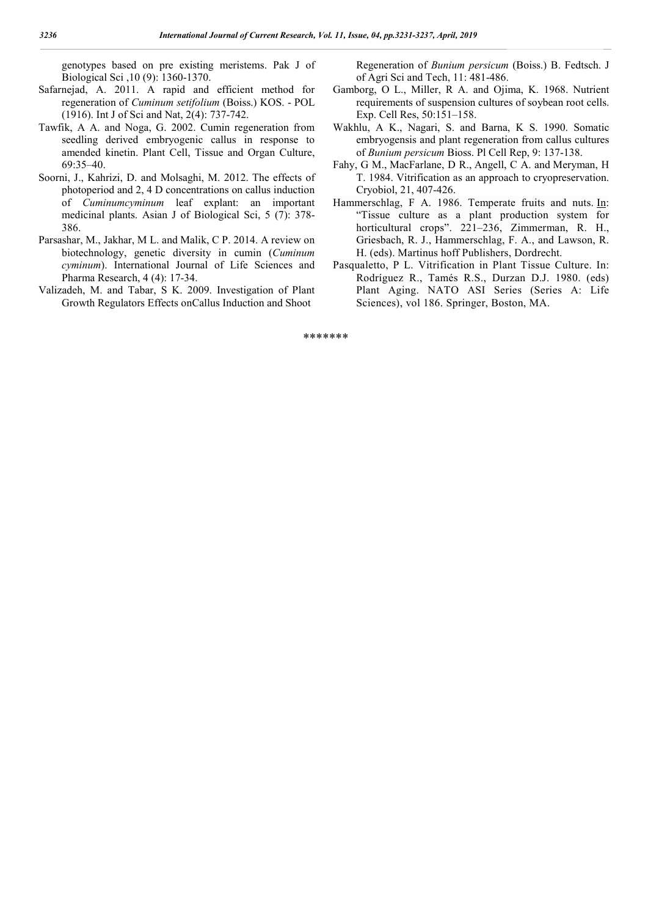genotypes based on pre existing meristems. Pak J of Biological Sci ,10 (9): 1360-1370.

Safarnejad, A. 2011. A rapid and efficient method for regeneration of *Cuminum setifolium* (Boiss.) KOS. - POL (1916). Int J of Sci and Nat, 2(4): 737-742.

Tawfik, A A. and Noga, G. 2002. Cumin regeneration from seedling derived embryogenic callus in response to amended kinetin. Plant Cell, Tissue and Organ Culture, 69:35–40.

Soorni, J., Kahrizi, D. and Molsaghi, M. 2012. The effects of photoperiod and 2, 4 D concentrations on callus induction of *Cuminumcyminum* leaf explant: an important medicinal plants. Asian J of Biological Sci, 5 (7): 378-386.

Parsashar, M., Jakhar, M L. and Malik, C P. 2014. A review on biotechnology, genetic diversity in cumin (*Cuminum cyminum*). International Journal of Life Sciences and Pharma Research, 4 (4): 17-34.

Valizadeh, M. and Tabar, S K. 2009. Investigation of Plant Growth Regulators Effects onCallus Induction and Shoot Regeneration of *Bunium persicum* (Boiss.) B. Fedtsch. J of Agri Sci and Tech, 11: 481-486.

Gamborg, O L., Miller, R A. and Ojima, K. 1968. Nutrient requirements of suspension cultures of soybean root cells. Exp. Cell Res, 50:151–158.

Wakhlu, A K., Nagari, S. and Barna, K S. 1990. Somatic embryogensis and plant regeneration from callus cultures of *Bunium persicum* Bioss. Pl Cell Rep, 9: 137-138.

Fahy, G M., MacFarlane, D R., Angell, C A. and Meryman, H T. 1984. Vitrification as an approach to cryopreservation. Cryobiol, 21, 407-426.

Hammerschlag, F A. 1986. Temperate fruits and nuts. In: "Tissue culture as a plant production system for horticultural crops". 221–236, Zimmerman, R. H., Griesbach, R. J., Hammerschlag, F. A., and Lawson, R. H. (eds). Martinus hoff Publishers, Dordrecht.

Pasqualetto, P L. Vitrification in Plant Tissue Culture. In: Rodríguez R., Tamés R.S., Durzan D.J. 1980. (eds) Plant Aging. NATO ASI Series (Series A: Life Sciences), vol 186. Springer, Boston, MA.

*******